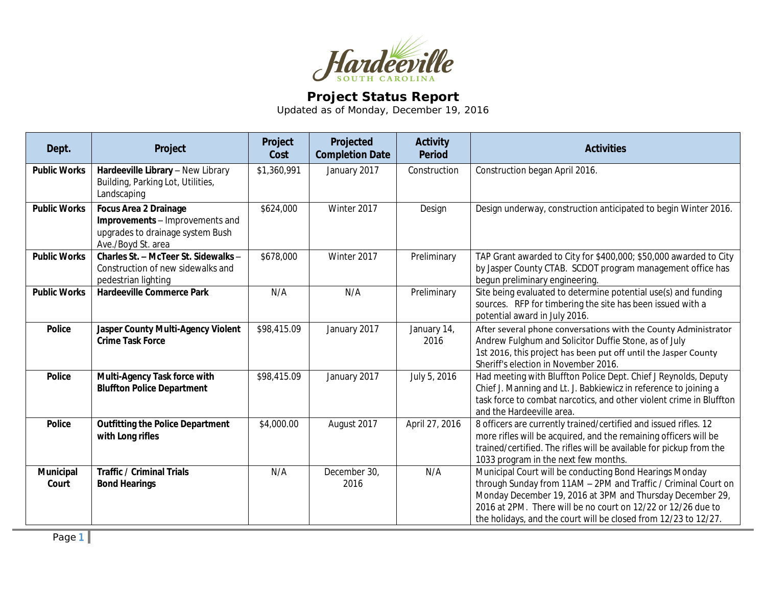Hardeeville
SOUTH CAROLINA

# Project Status Report

Updated as of Monday, December 19, 2016

| Dept. | Project | Project Cost | Projected Completion Date | Activity Period | Activities |
|---|---|---|---|---|---|
| **Public Works** | **Hardeeville Library** – New Library Building, Parking Lot, Utilities, Landscaping | $1,360,991 | January 2017 | Construction | Construction began April 2016. |
| **Public Works** | **Focus Area 2 Drainage Improvements** – Improvements and upgrades to drainage system Bush Ave./Boyd St. area | $624,000 | Winter 2017 | Design | Design underway, construction anticipated to begin Winter 2016. |
| **Public Works** | **Charles St. – McTeer St. Sidewalks** – Construction of new sidewalks and pedestrian lighting | $678,000 | Winter 2017 | Preliminary | TAP Grant awarded to City for $400,000; $50,000 awarded to City by Jasper County CTAB. SCDOT program management office has begun preliminary engineering. |
| **Public Works** | **Hardeeville Commerce Park** | N/A | N/A | Preliminary | Site being evaluated to determine potential use(s) and funding sources. RFP for timbering the site has been issued with a potential award in July 2016. |
| **Police** | **Jasper County Multi-Agency Violent Crime Task Force** | $98,415.09 | January 2017 | January 14, 2016 | After several phone conversations with the County Administrator Andrew Fulghum and Solicitor Duffie Stone, as of July 1st 2016, this project has been put off until the Jasper County Sheriff's election in November 2016. |
| **Police** | **Multi-Agency Task force with Bluffton Police Department** | $98,415.09 | January 2017 | July 5, 2016 | Had meeting with Bluffton Police Dept. Chief J Reynolds, Deputy Chief J. Manning and Lt. J. Babkiewicz in reference to joining a task force to combat narcotics, and other violent crime in Bluffton and the Hardeeville area. |
| **Police** | **Outfitting the Police Department with Long rifles** | $4,000.00 | August 2017 | April 27, 2016 | 8 officers are currently trained/certified and issued rifles. 12 more rifles will be acquired, and the remaining officers will be trained/certified. The rifles will be available for pickup from the 1033 program in the next few months. |
| **Municipal Court** | **Traffic / Criminal Trials Bond Hearings** | N/A | December 30, 2016 | N/A | Municipal Court will be conducting Bond Hearings Monday through Sunday from 11AM – 2PM and Traffic / Criminal Court on Monday December 19, 2016 at 3PM and Thursday December 29, 2016 at 2PM. There will be no court on 12/22 or 12/26 due to the holidays, and the court will be closed from 12/23 to 12/27. |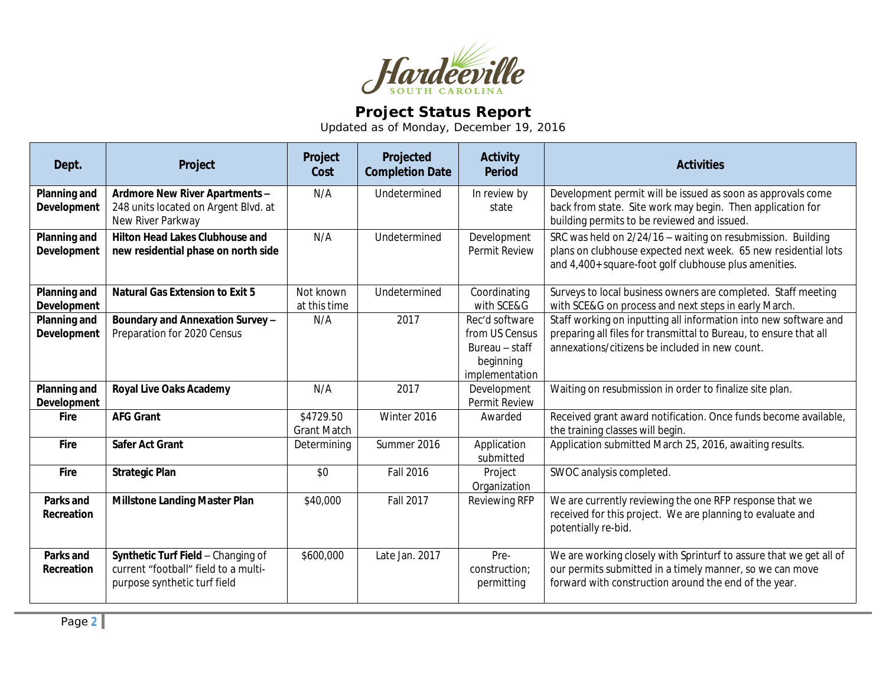# Project Status Report

Updated as of Monday, December 19, 2016

| Dept. | Project | Project Cost | Projected Completion Date | Activity Period | Activities |
|---|---|---|---|---|---|
| **Planning and Development** | **Ardmore New River Apartments –** 248 units located on Argent Blvd. at New River Parkway | N/A | Undetermined | In review by state | Development permit will be issued as soon as approvals come back from state. Site work may begin. Then application for building permits to be reviewed and issued. |
| **Planning and Development** | **Hilton Head Lakes Clubhouse and new residential phase on north side** | N/A | Undetermined | Development Permit Review | SRC was held on 2/24/16 – waiting on resubmission. Building plans on clubhouse expected next week. 65 new residential lots and 4,400+ square-foot golf clubhouse plus amenities. |
| **Planning and Development** | **Natural Gas Extension to Exit 5** | Not known at this time | Undetermined | Coordinating with SCE&G | Surveys to local business owners are completed. Staff meeting with SCE&G on process and next steps in early March. |
| **Planning and Development** | **Boundary and Annexation Survey –** Preparation for 2020 Census | N/A | 2017 | Rec'd software from US Census Bureau – staff beginning implementation | Staff working on inputting all information into new software and preparing all files for transmittal to Bureau, to ensure that all annexations/citizens be included in new count. |
| **Planning and Development** | **Royal Live Oaks Academy** | N/A | 2017 | Development Permit Review | Waiting on resubmission in order to finalize site plan. |
| **Fire** | **AFG Grant** | $4729.50 Grant Match | Winter 2016 | Awarded | Received grant award notification. Once funds become available, the training classes will begin. |
| **Fire** | **Safer Act Grant** | Determining | Summer 2016 | Application submitted | Application submitted March 25, 2016, awaiting results. |
| **Fire** | **Strategic Plan** | $0 | Fall 2016 | Project Organization | SWOC analysis completed. |
| **Parks and Recreation** | **Millstone Landing Master Plan** | $40,000 | Fall 2017 | Reviewing RFP | We are currently reviewing the one RFP response that we received for this project. We are planning to evaluate and potentially re-bid. |
| **Parks and Recreation** | **Synthetic Turf Field** – Changing of current "football" field to a multi-purpose synthetic turf field | $600,000 | Late Jan. 2017 | Pre-construction; permitting | We are working closely with Sprinturf to assure that we get all of our permits submitted in a timely manner, so we can move forward with construction around the end of the year. |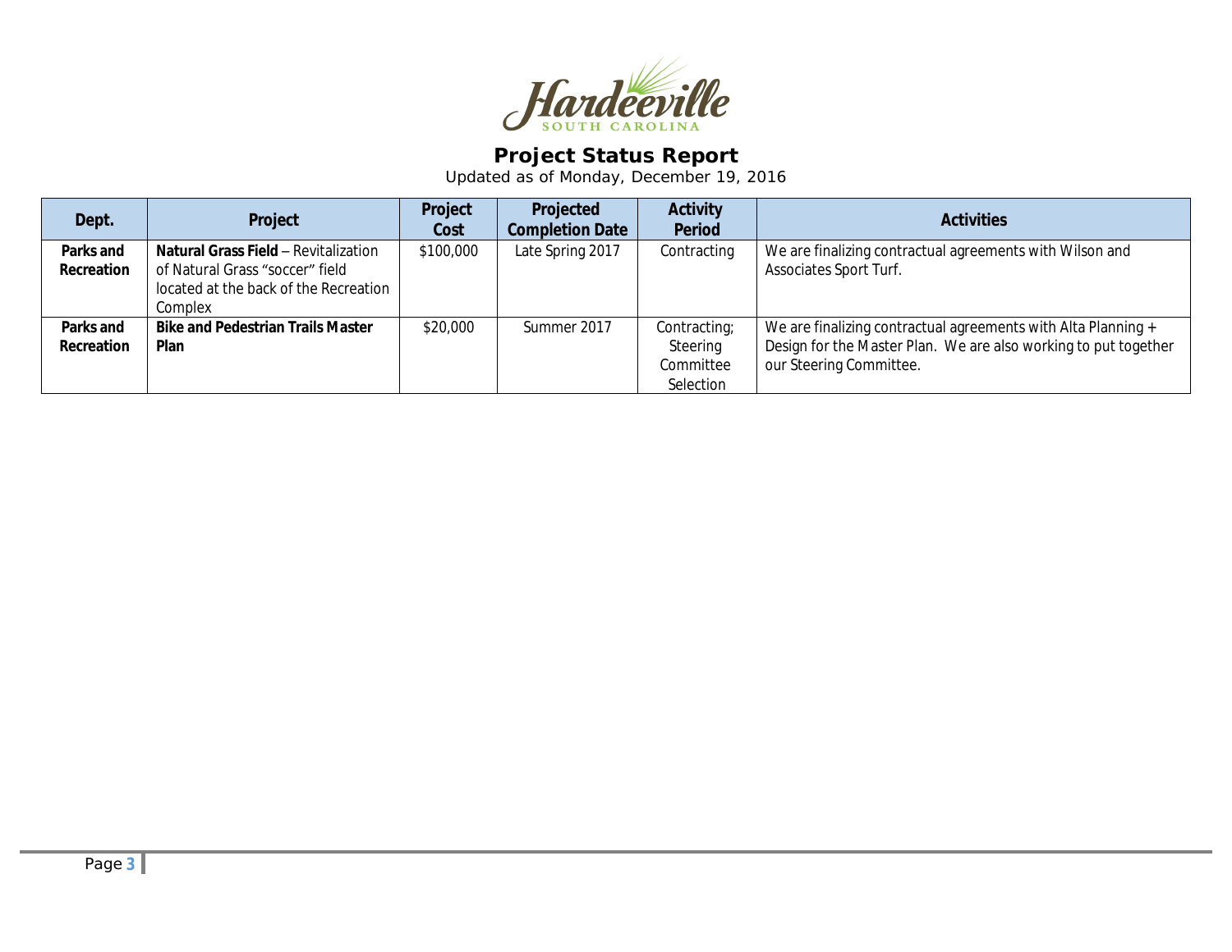Hardeeville
SOUTH CAROLINA

# Project Status Report

Updated as of Monday, December 19, 2016

| Dept. | Project | Project Cost | Projected Completion Date | Activity Period | Activities |
|---|---|---|---|---|---|
| **Parks and Recreation** | **Natural Grass Field** – Revitalization of Natural Grass "soccer" field located at the back of the Recreation Complex | $100,000 | Late Spring 2017 | Contracting | We are finalizing contractual agreements with Wilson and Associates Sport Turf. |
| **Parks and Recreation** | **Bike and Pedestrian Trails Master Plan** | $20,000 | Summer 2017 | Contracting; Steering Committee Selection | We are finalizing contractual agreements with Alta Planning + Design for the Master Plan. We are also working to put together our Steering Committee. |